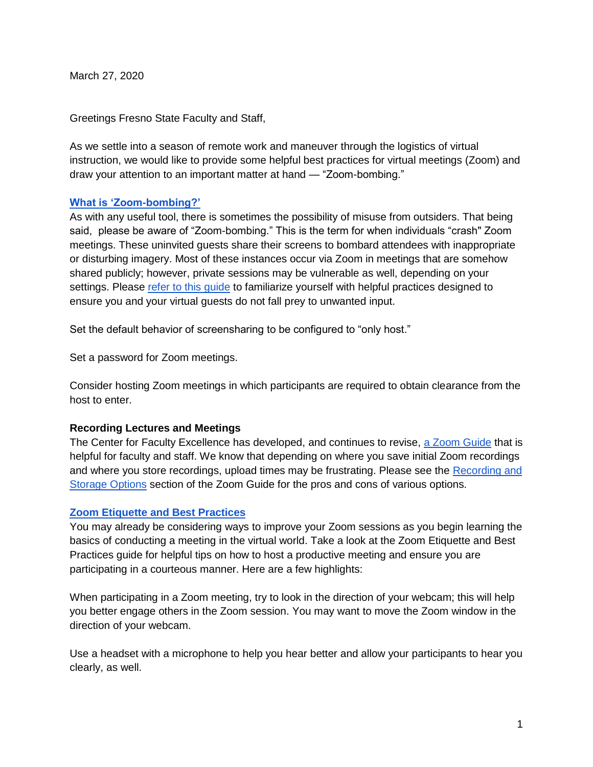March 27, 2020

Greetings Fresno State Faculty and Staff,

As we settle into a season of remote work and maneuver through the logistics of virtual instruction, we would like to provide some helpful best practices for virtual meetings (Zoom) and draw your attention to an important matter at hand — "Zoom-bombing."

## What is 'Zoom-bombing?'

As with any useful tool, there is sometimes the possibility of misuse from outsiders. That being said, please be aware of "Zoom-bombing." This is the term for when individuals "crash" Zoom meetings. These uninvited guests share their screens to bombard attendees with inappropriate or disturbing imagery. Most of these instances occur via Zoom in meetings that are somehow shared publicly; however, private sessions may be vulnerable as well, depending on your settings. Please refer to this guide to familiarize yourself with helpful practices designed to ensure you and your virtual guests do not fall prey to unwanted input.

Set the default behavior of screensharing to be configured to "only host."

Set a password for Zoom meetings.

Consider hosting Zoom meetings in which participants are required to obtain clearance from the host to enter.

**Recording Lectures and Meetings**

The Center for Faculty Excellence has developed, and continues to revise, a Zoom Guide that is helpful for faculty and staff. We know that depending on where you save initial Zoom recordings and where you store recordings, upload times may be frustrating. Please see the Recording and Storage Options section of the Zoom Guide for the pros and cons of various options.

## Zoom Etiquette and Best Practices

You may already be considering ways to improve your Zoom sessions as you begin learning the basics of conducting a meeting in the virtual world. Take a look at the Zoom Etiquette and Best Practices guide for helpful tips on how to host a productive meeting and ensure you are participating in a courteous manner. Here are a few highlights:

When participating in a Zoom meeting, try to look in the direction of your webcam; this will help you better engage others in the Zoom session. You may want to move the Zoom window in the direction of your webcam.

Use a headset with a microphone to help you hear better and allow your participants to hear you clearly, as well.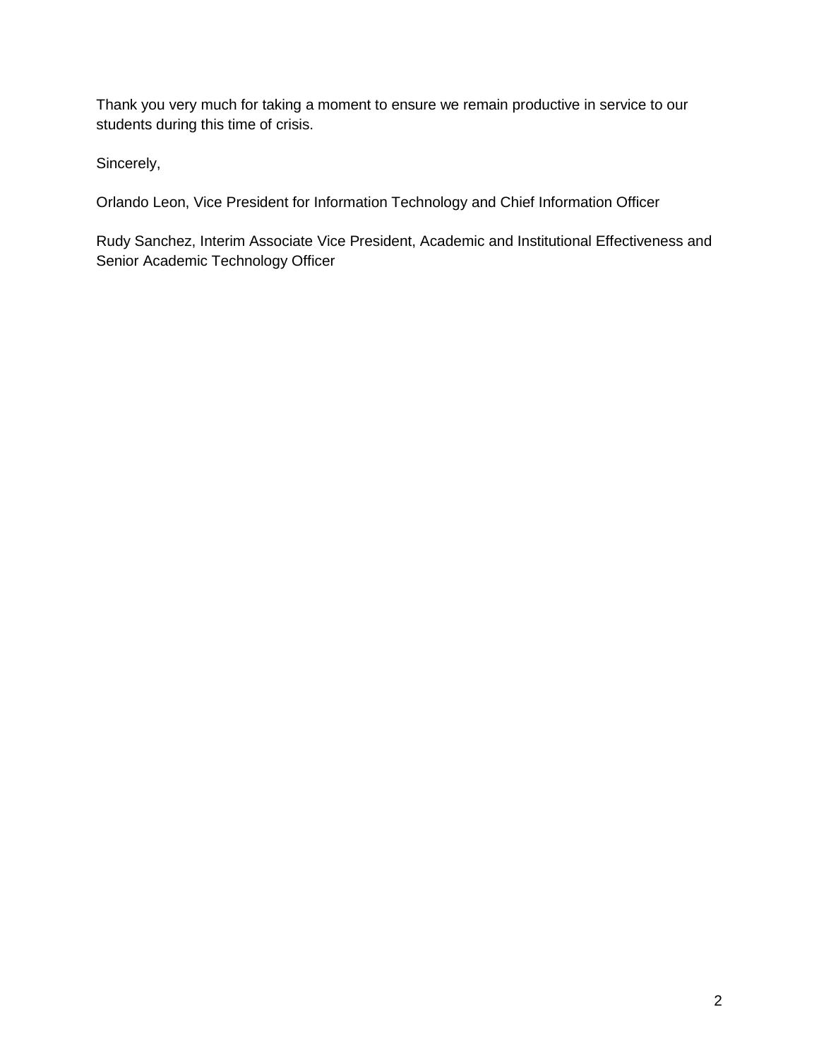Thank you very much for taking a moment to ensure we remain productive in service to our students during this time of crisis.

Sincerely,

Orlando Leon, Vice President for Information Technology and Chief Information Officer

Rudy Sanchez, Interim Associate Vice President, Academic and Institutional Effectiveness and Senior Academic Technology Officer